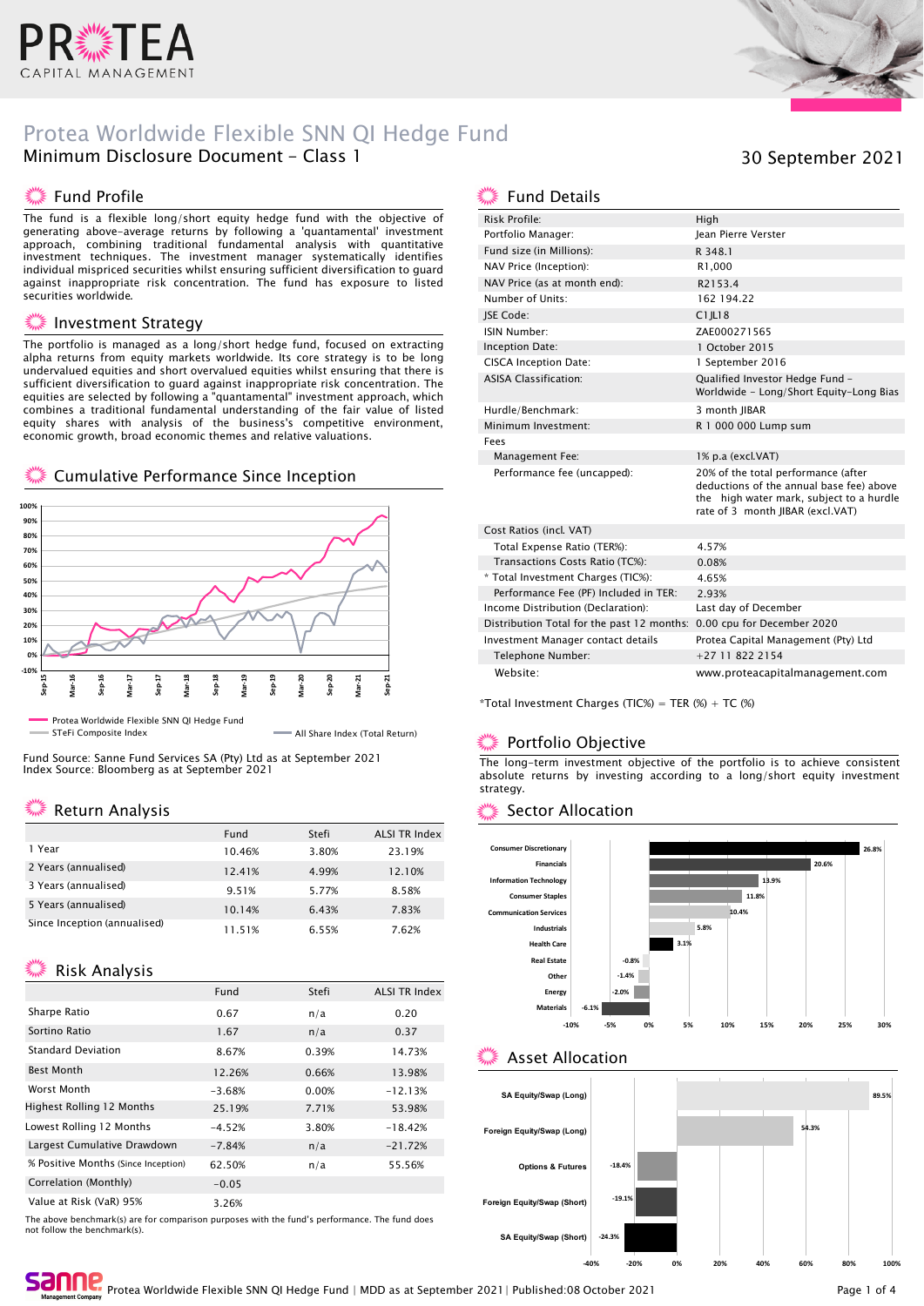# Protea Worldwide Flexible SNN QI Hedge Fund

Minimum Disclosure Document - Class 1

30 September 2021

## Fund Profile

The fund is a flexible long/short equity hedge fund with the objective of generating above-average returns by following a 'quantamental' investment approach, combining traditional fundamental analysis with quantitative investment techniques. The investment manager systematically identifies individual mispriced securities whilst ensuring sufficient diversification to guard against inappropriate risk concentration. The fund has exposure to listed securities worldwide.

## Investment Strategy

The portfolio is managed as a long/short hedge fund, focused on extracting alpha returns from equity markets worldwide. Its core strategy is to be long undervalued equities and short overvalued equities whilst ensuring that there is sufficient diversification to guard against inappropriate risk concentration. The equities are selected by following a "quantamental" investment approach, which combines a traditional fundamental understanding of the fair value of listed equity shares with analysis of the business's competitive environment, economic growth, broad economic themes and relative valuations.

## Cumulative Performance Since Inception

Legend: Protea Worldwide Flexible SNN QI Hedge Fund; STeFi Composite Index; All Share Index (Total Return)

Fund Source: Sanne Fund Services SA (Pty) Ltd as at September 2021
Index Source: Bloomberg as at September 2021

## Return Analysis

| | Fund | Stefi | ALSI TR Index |
|---|---|---|---|
| 1 Year | 10.46% | 3.80% | 23.19% |
| 2 Years (annualised) | 12.41% | 4.99% | 12.10% |
| 3 Years (annualised) | 9.51% | 5.77% | 8.58% |
| 5 Years (annualised) | 10.14% | 6.43% | 7.83% |
| Since Inception (annualised) | 11.51% | 6.55% | 7.62% |

## Risk Analysis

| | Fund | Stefi | ALSI TR Index |
|---|---|---|---|
| Sharpe Ratio | 0.67 | n/a | 0.20 |
| Sortino Ratio | 1.67 | n/a | 0.37 |
| Standard Deviation | 8.67% | 0.39% | 14.73% |
| Best Month | 12.26% | 0.66% | 13.98% |
| Worst Month | -3.68% | 0.00% | -12.13% |
| Highest Rolling 12 Months | 25.19% | 7.71% | 53.98% |
| Lowest Rolling 12 Months | -4.52% | 3.80% | -18.42% |
| Largest Cumulative Drawdown | -7.84% | n/a | -21.72% |
| % Positive Months (Since Inception) | 62.50% | n/a | 55.56% |
| Correlation (Monthly) | -0.05 | | |
| Value at Risk (VaR) 95% | 3.26% | | |

The above benchmark(s) are for comparison purposes with the fund's performance. The fund does not follow the benchmark(s).

## Fund Details

| | |
|---|---|
| Risk Profile: | High |
| Portfolio Manager: | Jean Pierre Verster |
| Fund size (in Millions): | R 348.1 |
| NAV Price (Inception): | R1,000 |
| NAV Price (as at month end): | R2153.4 |
| Number of Units: | 162 194.22 |
| JSE Code: | C1JL18 |
| ISIN Number: | ZAE000271565 |
| Inception Date: | 1 October 2015 |
| CISCA Inception Date: | 1 September 2016 |
| ASISA Classification: | Qualified Investor Hedge Fund – Worldwide - Long/Short Equity-Long Bias |
| Hurdle/Benchmark: | 3 month JIBAR |
| Minimum Investment: | R 1 000 000 Lump sum |
| Fees | |
| Management Fee: | 1% p.a (excl.VAT) |
| Performance fee (uncapped): | 20% of the total performance (after deductions of the annual base fee) above the high water mark, subject to a hurdle rate of 3 month JIBAR (excl.VAT) |
| Cost Ratios (incl. VAT) | |
| Total Expense Ratio (TER%): | 4.57% |
| Transactions Costs Ratio (TC%): | 0.08% |
| * Total Investment Charges (TIC%): | 4.65% |
| Performance Fee (PF) Included in TER: | 2.93% |
| Income Distribution (Declaration): | Last day of December |
| Distribution Total for the past 12 months: | 0.00 cpu for December 2020 |
| Investment Manager contact details | Protea Capital Management (Pty) Ltd |
| Telephone Number: | +27 11 822 2154 |
| Website: | www.proteacapitalmanagement.com |

*Total Investment Charges (TIC%) = TER (%) + TC (%)

## Portfolio Objective

The long-term investment objective of the portfolio is to achieve consistent absolute returns by investing according to a long/short equity investment strategy.

## Sector Allocation

| Sector | Allocation |
|---|---|
| Consumer Discretionary | 26.8% |
| Financials | 20.6% |
| Information Technology | 13.9% |
| Consumer Staples | 11.8% |
| Communication Services | 10.4% |
| Industrials | 5.8% |
| Health Care | 3.1% |
| Real Estate | -0.8% |
| Other | -1.4% |
| Energy | -2.0% |
| Materials | -6.1% |

## Asset Allocation

| Asset | Allocation |
|---|---|
| SA Equity/Swap (Long) | 89.5% |
| Foreign Equity/Swap (Long) | 54.3% |
| Options & Futures | -18.4% |
| Foreign Equity/Swap (Short) | -19.1% |
| SA Equity/Swap (Short) | -24.3% |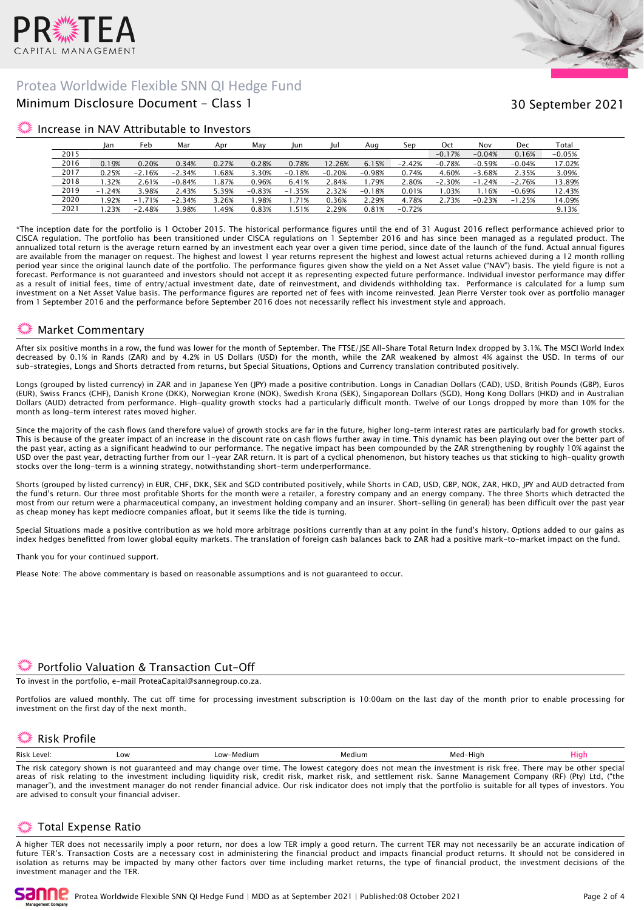# Protea Worldwide Flexible SNN QI Hedge Fund

## Minimum Disclosure Document - Class 1

30 September 2021

## Increase in NAV Attributable to Investors

| | Jan | Feb | Mar | Apr | May | Jun | Jul | Aug | Sep | Oct | Nov | Dec | Total |
|---|---|---|---|---|---|---|---|---|---|---|---|---|---|
| 2015 | | | | | | | | | | −0.17% | −0.04% | 0.16% | −0.05% |
| 2016 | 0.19% | 0.20% | 0.34% | 0.27% | 0.28% | 0.78% | 12.26% | 6.15% | −2.42% | −0.78% | −0.59% | −0.04% | 17.02% |
| 2017 | 0.25% | −2.16% | −2.34% | 1.68% | 3.30% | −0.18% | −0.20% | −0.98% | 0.74% | 4.60% | −3.68% | 2.35% | 3.09% |
| 2018 | 1.32% | 2.61% | −0.84% | 1.87% | 0.96% | 6.41% | 2.84% | 1.79% | 2.80% | −2.30% | −1.24% | −2.76% | 13.89% |
| 2019 | −1.24% | 3.98% | 2.43% | 5.39% | −0.83% | −1.35% | 2.32% | −0.18% | 0.01% | 1.03% | 1.16% | −0.69% | 12.43% |
| 2020 | 1.92% | −1.71% | −2.34% | 3.26% | 1.98% | 1.71% | 0.36% | 2.29% | 4.78% | 2.73% | −0.23% | −1.25% | 14.09% |
| 2021 | 1.23% | −2.48% | 3.98% | 1.49% | 0.83% | 1.51% | 2.29% | 0.81% | −0.72% | | | | 9.13% |

*The inception date for the portfolio is 1 October 2015. The historical performance figures until the end of 31 August 2016 reflect performance achieved prior to CISCA regulation. The portfolio has been transitioned under CISCA regulations on 1 September 2016 and has since been managed as a regulated product. The annualized total return is the average return earned by an investment each year over a given time period, since date of the launch of the fund. Actual annual figures are available from the manager on request. The highest and lowest 1 year returns represent the highest and lowest actual returns achieved during a 12 month rolling period year since the original launch date of the portfolio. The performance figures given show the yield on a Net Asset value ("NAV") basis. The yield figure is not a forecast. Performance is not guaranteed and investors should not accept it as representing expected future performance. Individual investor performance may differ as a result of initial fees, time of entry/actual investment date, date of reinvestment, and dividends withholding tax. Performance is calculated for a lump sum investment on a Net Asset Value basis. The performance figures are reported net of fees with income reinvested. Jean Pierre Verster took over as portfolio manager from 1 September 2016 and the performance before September 2016 does not necessarily reflect his investment style and approach.

## Market Commentary

After six positive months in a row, the fund was lower for the month of September. The FTSE/JSE All-Share Total Return Index dropped by 3.1%. The MSCI World Index decreased by 0.1% in Rands (ZAR) and by 4.2% in US Dollars (USD) for the month, while the ZAR weakened by almost 4% against the USD. In terms of our sub-strategies, Longs and Shorts detracted from returns, but Special Situations, Options and Currency translation contributed positively.

Longs (grouped by listed currency) in ZAR and in Japanese Yen (JPY) made a positive contribution. Longs in Canadian Dollars (CAD), USD, British Pounds (GBP), Euros (EUR), Swiss Francs (CHF), Danish Krone (DKK), Norwegian Krone (NOK), Swedish Krona (SEK), Singaporean Dollars (SGD), Hong Kong Dollars (HKD) and in Australian Dollars (AUD) detracted from performance. High-quality growth stocks had a particularly difficult month. Twelve of our Longs dropped by more than 10% for the month as long-term interest rates moved higher.

Since the majority of the cash flows (and therefore value) of growth stocks are far in the future, higher long-term interest rates are particularly bad for growth stocks. This is because of the greater impact of an increase in the discount rate on cash flows further away in time. This dynamic has been playing out over the better part of the past year, acting as a significant headwind to our performance. The negative impact has been compounded by the ZAR strengthening by roughly 10% against the USD over the past year, detracting further from our 1-year ZAR return. It is part of a cyclical phenomenon, but history teaches us that sticking to high-quality growth stocks over the long-term is a winning strategy, notwithstanding short-term underperformance.

Shorts (grouped by listed currency) in EUR, CHF, DKK, SEK and SGD contributed positively, while Shorts in CAD, USD, GBP, NOK, ZAR, HKD, JPY and AUD detracted from the fund's return. Our three most profitable Shorts for the month were a retailer, a forestry company and an energy company. The three Shorts which detracted the most from our return were a pharmaceutical company, an investment holding company and an insurer. Short-selling (in general) has been difficult over the past year as cheap money has kept mediocre companies afloat, but it seems like the tide is turning.

Special Situations made a positive contribution as we hold more arbitrage positions currently than at any point in the fund's history. Options added to our gains as index hedges benefitted from lower global equity markets. The translation of foreign cash balances back to ZAR had a positive mark-to-market impact on the fund.

Thank you for your continued support.

Please Note: The above commentary is based on reasonable assumptions and is not guaranteed to occur.

## Portfolio Valuation & Transaction Cut-Off

To invest in the portfolio, e-mail ProteaCapital@sannegroup.co.za.

Portfolios are valued monthly. The cut off time for processing investment subscription is 10:00am on the last day of the month prior to enable processing for investment on the first day of the next month.

## Risk Profile

| Risk Level: | Low | Low-Medium | Medium | Med-High | **High** |
|---|---|---|---|---|---|

The risk category shown is not guaranteed and may change over time. The lowest category does not mean the investment is risk free. There may be other special areas of risk relating to the investment including liquidity risk, credit risk, market risk, and settlement risk. Sanne Management Company (RF) (Pty) Ltd, ("the manager"), and the investment manager do not render financial advice. Our risk indicator does not imply that the portfolio is suitable for all types of investors. You are advised to consult your financial adviser.

## Total Expense Ratio

A higher TER does not necessarily imply a poor return, nor does a low TER imply a good return. The current TER may not necessarily be an accurate indication of future TER's. Transaction Costs are a necessary cost in administering the financial product and impacts financial product returns. It should not be considered in isolation as returns may be impacted by many other factors over time including market returns, the type of financial product, the investment decisions of the investment manager and the TER.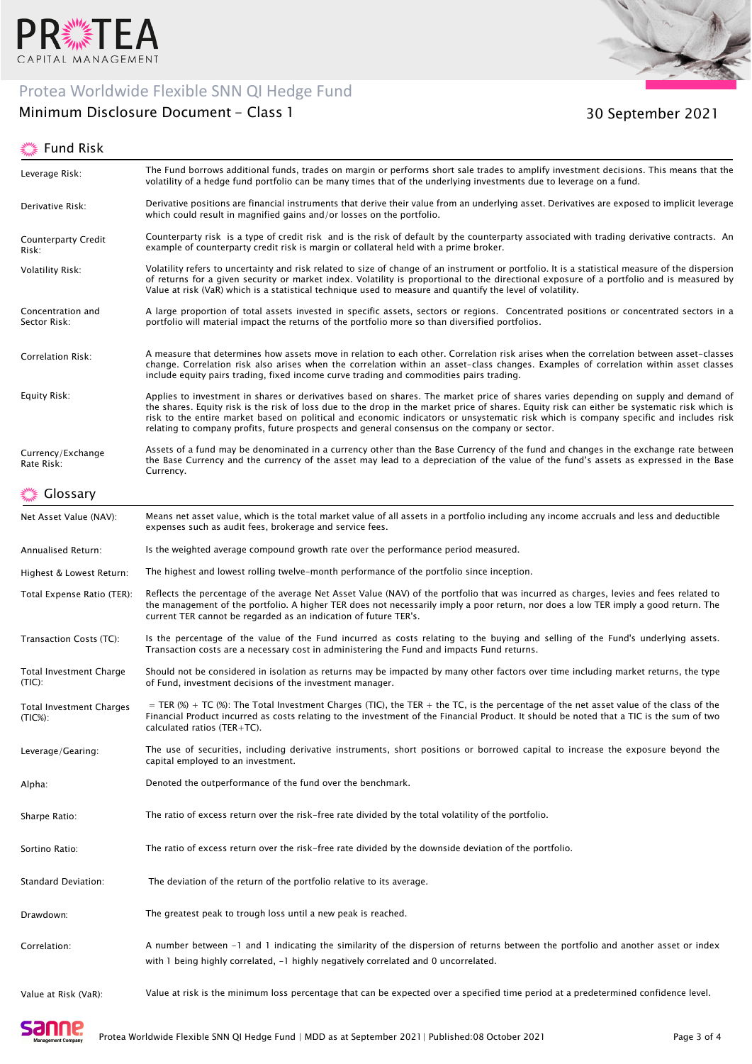# Protea Worldwide Flexible SNN QI Hedge Fund

## Minimum Disclosure Document - Class 1

30 September 2021

## Fund Risk

| | |
|---|---|
| Leverage Risk: | The Fund borrows additional funds, trades on margin or performs short sale trades to amplify investment decisions. This means that the volatility of a hedge fund portfolio can be many times that of the underlying investments due to leverage on a fund. |
| Derivative Risk: | Derivative positions are financial instruments that derive their value from an underlying asset. Derivatives are exposed to implicit leverage which could result in magnified gains and/or losses on the portfolio. |
| Counterparty Credit Risk: | Counterparty risk is a type of credit risk and is the risk of default by the counterparty associated with trading derivative contracts. An example of counterparty credit risk is margin or collateral held with a prime broker. |
| Volatility Risk: | Volatility refers to uncertainty and risk related to size of change of an instrument or portfolio. It is a statistical measure of the dispersion of returns for a given security or market index. Volatility is proportional to the directional exposure of a portfolio and is measured by Value at risk (VaR) which is a statistical technique used to measure and quantify the level of volatility. |
| Concentration and Sector Risk: | A large proportion of total assets invested in specific assets, sectors or regions. Concentrated positions or concentrated sectors in a portfolio will material impact the returns of the portfolio more so than diversified portfolios. |
| Correlation Risk: | A measure that determines how assets move in relation to each other. Correlation risk arises when the correlation between asset-classes change. Correlation risk also arises when the correlation within an asset-class changes. Examples of correlation within asset classes include equity pairs trading, fixed income curve trading and commodities pairs trading. |
| Equity Risk: | Applies to investment in shares or derivatives based on shares. The market price of shares varies depending on supply and demand of the shares. Equity risk is the risk of loss due to the drop in the market price of shares. Equity risk can either be systematic risk which is risk to the entire market based on political and economic indicators or unsystematic risk which is company specific and includes risk relating to company profits, future prospects and general consensus on the company or sector. |
| Currency/Exchange Rate Risk: | Assets of a fund may be denominated in a currency other than the Base Currency of the fund and changes in the exchange rate between the Base Currency and the currency of the asset may lead to a depreciation of the value of the fund's assets as expressed in the Base Currency. |

## Glossary

| | |
|---|---|
| Net Asset Value (NAV): | Means net asset value, which is the total market value of all assets in a portfolio including any income accruals and less and deductible expenses such as audit fees, brokerage and service fees. |
| Annualised Return: | Is the weighted average compound growth rate over the performance period measured. |
| Highest & Lowest Return: | The highest and lowest rolling twelve-month performance of the portfolio since inception. |
| Total Expense Ratio (TER): | Reflects the percentage of the average Net Asset Value (NAV) of the portfolio that was incurred as charges, levies and fees related to the management of the portfolio. A higher TER does not necessarily imply a poor return, nor does a low TER imply a good return. The current TER cannot be regarded as an indication of future TER's. |
| Transaction Costs (TC): | Is the percentage of the value of the Fund incurred as costs relating to the buying and selling of the Fund's underlying assets. Transaction costs are a necessary cost in administering the Fund and impacts Fund returns. |
| Total Investment Charge (TIC): | Should not be considered in isolation as returns may be impacted by many other factors over time including market returns, the type of Fund, investment decisions of the investment manager. |
| Total Investment Charges (TIC%): | = TER (%) + TC (%): The Total Investment Charges (TIC), the TER + the TC, is the percentage of the net asset value of the class of the Financial Product incurred as costs relating to the investment of the Financial Product. It should be noted that a TIC is the sum of two calculated ratios (TER+TC). |
| Leverage/Gearing: | The use of securities, including derivative instruments, short positions or borrowed capital to increase the exposure beyond the capital employed to an investment. |
| Alpha: | Denoted the outperformance of the fund over the benchmark. |
| Sharpe Ratio: | The ratio of excess return over the risk-free rate divided by the total volatility of the portfolio. |
| Sortino Ratio: | The ratio of excess return over the risk-free rate divided by the downside deviation of the portfolio. |
| Standard Deviation: | The deviation of the return of the portfolio relative to its average. |
| Drawdown: | The greatest peak to trough loss until a new peak is reached. |
| Correlation: | A number between -1 and 1 indicating the similarity of the dispersion of returns between the portfolio and another asset or index with 1 being highly correlated, -1 highly negatively correlated and 0 uncorrelated. |
| Value at Risk (VaR): | Value at risk is the minimum loss percentage that can be expected over a specified time period at a predetermined confidence level. |

Protea Worldwide Flexible SNN QI Hedge Fund | MDD as at September 2021 | Published: 08 October 2021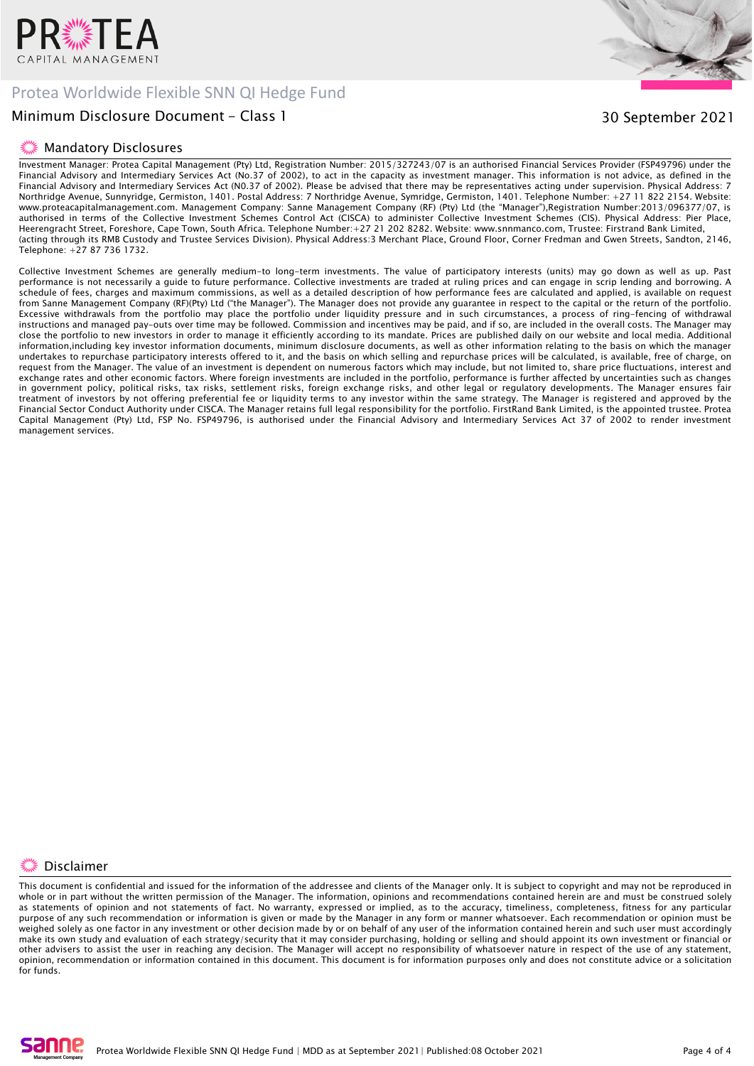## Mandatory Disclosures

Investment Manager: Protea Capital Management (Pty) Ltd, Registration Number: 2015/327243/07 is an authorised Financial Services Provider (FSP49796) under the Financial Advisory and Intermediary Services Act (No.37 of 2002), to act in the capacity as investment manager. This information is not advice, as defined in the Financial Advisory and Intermediary Services Act (N0.37 of 2002). Please be advised that there may be representatives acting under supervision. Physical Address: 7 Northridge Avenue, Sunnyridge, Germiston, 1401. Postal Address: 7 Northridge Avenue, Symridge, Germiston, 1401. Telephone Number: +27 11 822 2154. Website: www.proteacapitalmanagement.com. Management Company: Sanne Management Company (RF) (Pty) Ltd (the "Manager"),Registration Number:2013/096377/07, is authorised in terms of the Collective Investment Schemes Control Act (CISCA) to administer Collective Investment Schemes (CIS). Physical Address: Pier Place, Heerengracht Street, Foreshore, Cape Town, South Africa. Telephone Number:+27 21 202 8282. Website: www.snnmanco.com, Trustee: Firstrand Bank Limited, (acting through its RMB Custody and Trustee Services Division). Physical Address:3 Merchant Place, Ground Floor, Corner Fredman and Gwen Streets, Sandton, 2146, Telephone: +27 87 736 1732.

Collective Investment Schemes are generally medium-to long-term investments. The value of participatory interests (units) may go down as well as up. Past performance is not necessarily a guide to future performance. Collective investments are traded at ruling prices and can engage in scrip lending and borrowing. A schedule of fees, charges and maximum commissions, as well as a detailed description of how performance fees are calculated and applied, is available on request from Sanne Management Company (RF)(Pty) Ltd ("the Manager"). The Manager does not provide any guarantee in respect to the capital or the return of the portfolio. Excessive withdrawals from the portfolio may place the portfolio under liquidity pressure and in such circumstances, a process of ring-fencing of withdrawal instructions and managed pay-outs over time may be followed. Commission and incentives may be paid, and if so, are included in the overall costs. The Manager may close the portfolio to new investors in order to manage it efficiently according to its mandate. Prices are published daily on our website and local media. Additional information,including key investor information documents, minimum disclosure documents, as well as other information relating to the basis on which the manager undertakes to repurchase participatory interests offered to it, and the basis on which selling and repurchase prices will be calculated, is available, free of charge, on request from the Manager. The value of an investment is dependent on numerous factors which may include, but not limited to, share price fluctuations, interest and exchange rates and other economic factors. Where foreign investments are included in the portfolio, performance is further affected by uncertainties such as changes in government policy, political risks, tax risks, settlement risks, foreign exchange risks, and other legal or regulatory developments. The Manager ensures fair treatment of investors by not offering preferential fee or liquidity terms to any investor within the same strategy. The Manager is registered and approved by the Financial Sector Conduct Authority under CISCA. The Manager retains full legal responsibility for the portfolio. FirstRand Bank Limited, is the appointed trustee. Protea Capital Management (Pty) Ltd, FSP No. FSP49796, is authorised under the Financial Advisory and Intermediary Services Act 37 of 2002 to render investment management services.

## Disclaimer

This document is confidential and issued for the information of the addressee and clients of the Manager only. It is subject to copyright and may not be reproduced in whole or in part without the written permission of the Manager. The information, opinions and recommendations contained herein are and must be construed solely as statements of opinion and not statements of fact. No warranty, expressed or implied, as to the accuracy, timeliness, completeness, fitness for any particular purpose of any such recommendation or information is given or made by the Manager in any form or manner whatsoever. Each recommendation or opinion must be weighed solely as one factor in any investment or other decision made by or on behalf of any user of the information contained herein and such user must accordingly make its own study and evaluation of each strategy/security that it may consider purchasing, holding or selling and should appoint its own investment or financial or other advisers to assist the user in reaching any decision. The Manager will accept no responsibility of whatsoever nature in respect of the use of any statement, opinion, recommendation or information contained in this document. This document is for information purposes only and does not constitute advice or a solicitation for funds.